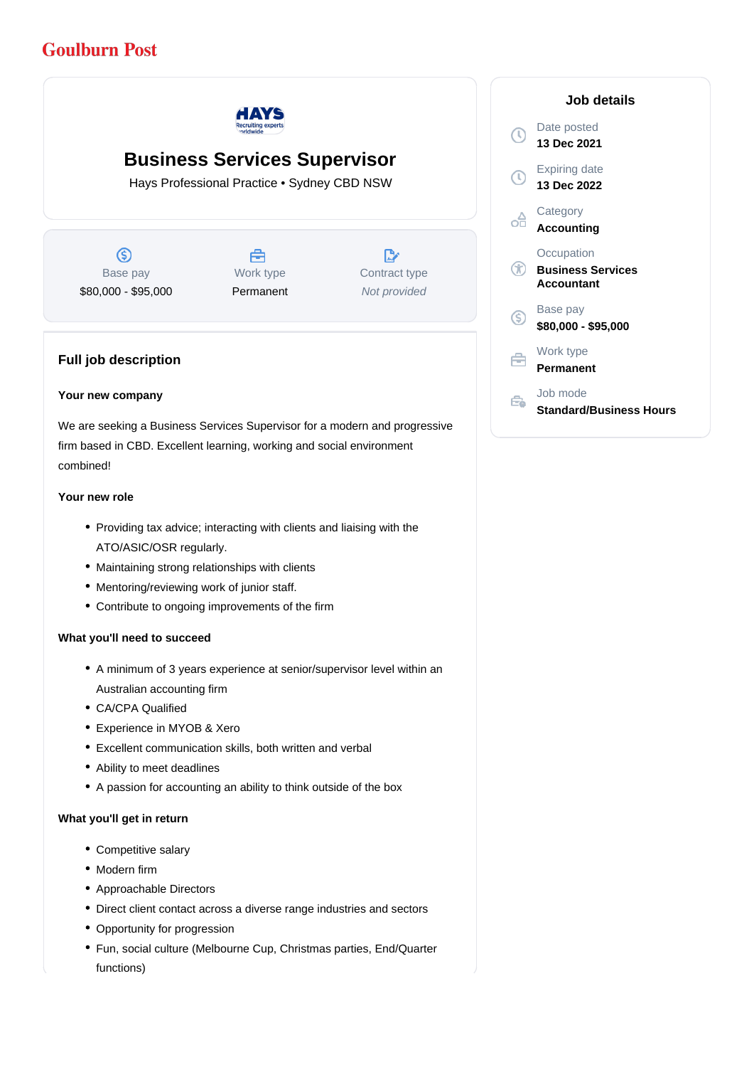Goulburn Post

# Business Services Supervisor

Hays Professional Practice • Sydney CBD NSW

Base pay
$80,000 - $95,000

Work type
Permanent

Contract type
*Not provided*

## Job details

Date posted
**13 Dec 2021**

Expiring date
**13 Dec 2022**

Category
**Accounting**

Occupation
**Business Services Accountant**

Base pay
**$80,000 - $95,000**

Work type
**Permanent**

Job mode
**Standard/Business Hours**

## Full job description

**Your new company**

We are seeking a Business Services Supervisor for a modern and progressive firm based in CBD. Excellent learning, working and social environment combined!

**Your new role**

- Providing tax advice; interacting with clients and liaising with the ATO/ASIC/OSR regularly.
- Maintaining strong relationships with clients
- Mentoring/reviewing work of junior staff.
- Contribute to ongoing improvements of the firm

**What you'll need to succeed**

- A minimum of 3 years experience at senior/supervisor level within an Australian accounting firm
- CA/CPA Qualified
- Experience in MYOB & Xero
- Excellent communication skills, both written and verbal
- Ability to meet deadlines
- A passion for accounting an ability to think outside of the box

**What you'll get in return**

- Competitive salary
- Modern firm
- Approachable Directors
- Direct client contact across a diverse range industries and sectors
- Opportunity for progression
- Fun, social culture (Melbourne Cup, Christmas parties, End/Quarter functions)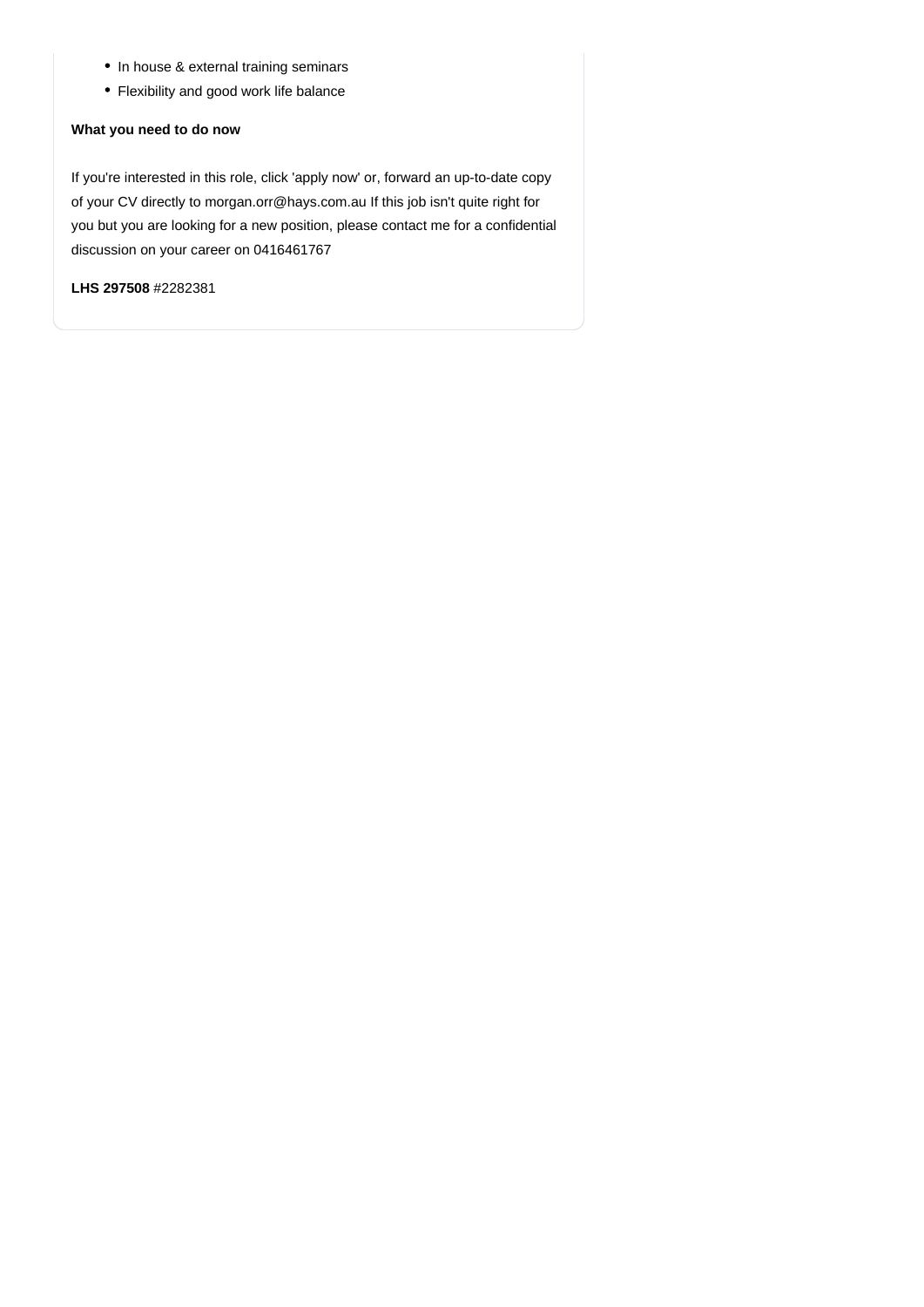- In house & external training seminars
- Flexibility and good work life balance

**What you need to do now**

If you're interested in this role, click 'apply now' or, forward an up-to-date copy of your CV directly to morgan.orr@hays.com.au If this job isn't quite right for you but you are looking for a new position, please contact me for a confidential discussion on your career on 0416461767

**LHS 297508** #2282381